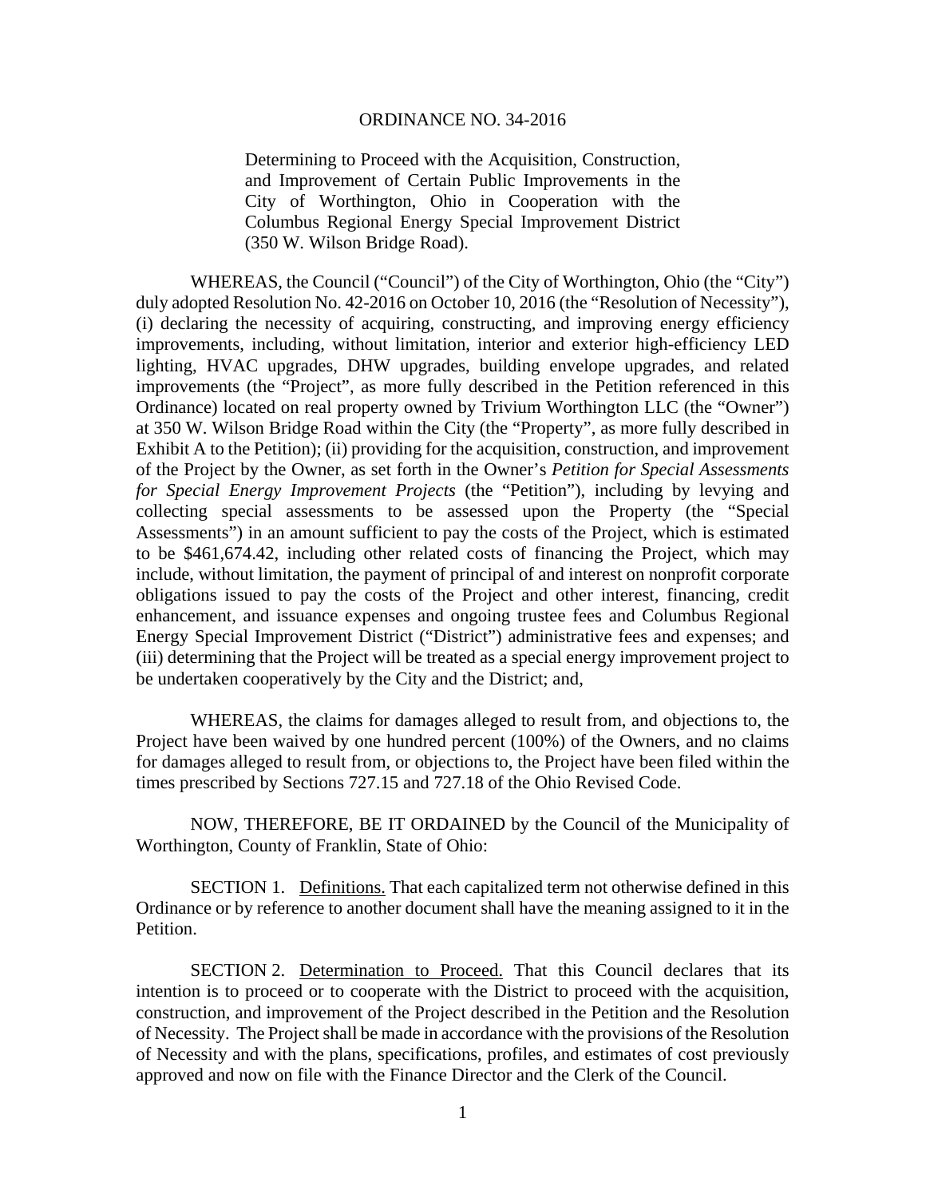# ORDINANCE NO. 34-2016

Determining to Proceed with the Acquisition, Construction, and Improvement of Certain Public Improvements in the City of Worthington, Ohio in Cooperation with the Columbus Regional Energy Special Improvement District (350 W. Wilson Bridge Road).

WHEREAS, the Council ("Council") of the City of Worthington, Ohio (the "City") duly adopted Resolution No. 42-2016 on October 10, 2016 (the "Resolution of Necessity"), (i) declaring the necessity of acquiring, constructing, and improving energy efficiency improvements, including, without limitation, interior and exterior high-efficiency LED lighting, HVAC upgrades, DHW upgrades, building envelope upgrades, and related improvements (the "Project", as more fully described in the Petition referenced in this Ordinance) located on real property owned by Trivium Worthington LLC (the "Owner") at 350 W. Wilson Bridge Road within the City (the "Property", as more fully described in Exhibit A to the Petition); (ii) providing for the acquisition, construction, and improvement of the Project by the Owner, as set forth in the Owner's *Petition for Special Assessments for Special Energy Improvement Projects* (the "Petition"), including by levying and collecting special assessments to be assessed upon the Property (the "Special Assessments") in an amount sufficient to pay the costs of the Project, which is estimated to be $461,674.42, including other related costs of financing the Project, which may include, without limitation, the payment of principal of and interest on nonprofit corporate obligations issued to pay the costs of the Project and other interest, financing, credit enhancement, and issuance expenses and ongoing trustee fees and Columbus Regional Energy Special Improvement District ("District") administrative fees and expenses; and (iii) determining that the Project will be treated as a special energy improvement project to be undertaken cooperatively by the City and the District; and,

WHEREAS, the claims for damages alleged to result from, and objections to, the Project have been waived by one hundred percent (100%) of the Owners, and no claims for damages alleged to result from, or objections to, the Project have been filed within the times prescribed by Sections 727.15 and 727.18 of the Ohio Revised Code.

NOW, THEREFORE, BE IT ORDAINED by the Council of the Municipality of Worthington, County of Franklin, State of Ohio:

SECTION 1. Definitions. That each capitalized term not otherwise defined in this Ordinance or by reference to another document shall have the meaning assigned to it in the Petition.

SECTION 2. Determination to Proceed. That this Council declares that its intention is to proceed or to cooperate with the District to proceed with the acquisition, construction, and improvement of the Project described in the Petition and the Resolution of Necessity. The Project shall be made in accordance with the provisions of the Resolution of Necessity and with the plans, specifications, profiles, and estimates of cost previously approved and now on file with the Finance Director and the Clerk of the Council.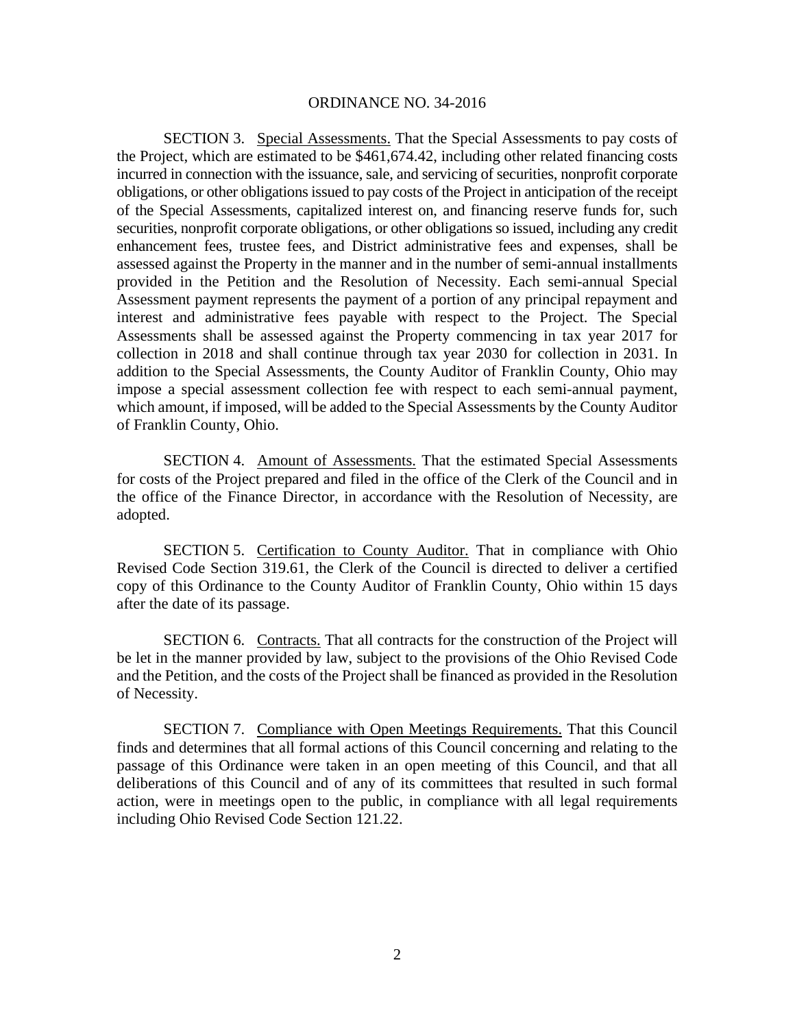ORDINANCE NO. 34-2016

SECTION 3. Special Assessments. That the Special Assessments to pay costs of the Project, which are estimated to be $461,674.42, including other related financing costs incurred in connection with the issuance, sale, and servicing of securities, nonprofit corporate obligations, or other obligations issued to pay costs of the Project in anticipation of the receipt of the Special Assessments, capitalized interest on, and financing reserve funds for, such securities, nonprofit corporate obligations, or other obligations so issued, including any credit enhancement fees, trustee fees, and District administrative fees and expenses, shall be assessed against the Property in the manner and in the number of semi-annual installments provided in the Petition and the Resolution of Necessity. Each semi-annual Special Assessment payment represents the payment of a portion of any principal repayment and interest and administrative fees payable with respect to the Project. The Special Assessments shall be assessed against the Property commencing in tax year 2017 for collection in 2018 and shall continue through tax year 2030 for collection in 2031. In addition to the Special Assessments, the County Auditor of Franklin County, Ohio may impose a special assessment collection fee with respect to each semi-annual payment, which amount, if imposed, will be added to the Special Assessments by the County Auditor of Franklin County, Ohio.

SECTION 4. Amount of Assessments. That the estimated Special Assessments for costs of the Project prepared and filed in the office of the Clerk of the Council and in the office of the Finance Director, in accordance with the Resolution of Necessity, are adopted.

SECTION 5. Certification to County Auditor. That in compliance with Ohio Revised Code Section 319.61, the Clerk of the Council is directed to deliver a certified copy of this Ordinance to the County Auditor of Franklin County, Ohio within 15 days after the date of its passage.

SECTION 6. Contracts. That all contracts for the construction of the Project will be let in the manner provided by law, subject to the provisions of the Ohio Revised Code and the Petition, and the costs of the Project shall be financed as provided in the Resolution of Necessity.

SECTION 7. Compliance with Open Meetings Requirements. That this Council finds and determines that all formal actions of this Council concerning and relating to the passage of this Ordinance were taken in an open meeting of this Council, and that all deliberations of this Council and of any of its committees that resulted in such formal action, were in meetings open to the public, in compliance with all legal requirements including Ohio Revised Code Section 121.22.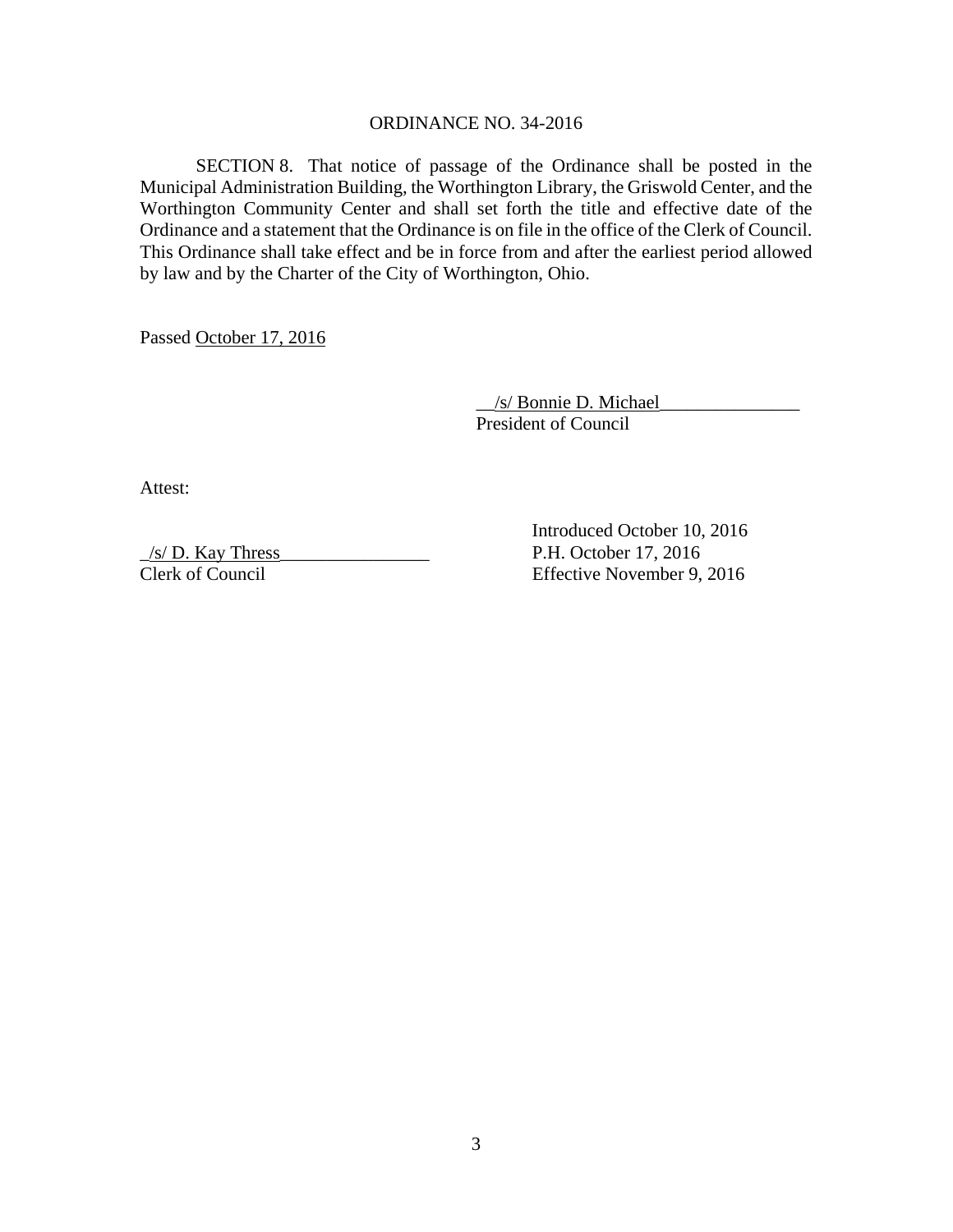ORDINANCE NO. 34-2016

SECTION 8. That notice of passage of the Ordinance shall be posted in the Municipal Administration Building, the Worthington Library, the Griswold Center, and the Worthington Community Center and shall set forth the title and effective date of the Ordinance and a statement that the Ordinance is on file in the office of the Clerk of Council. This Ordinance shall take effect and be in force from and after the earliest period allowed by law and by the Charter of the City of Worthington, Ohio.

Passed October 17, 2016

/s/ Bonnie D. Michael
President of Council

Attest:

/s/ D. Kay Thress
Clerk of Council

Introduced October 10, 2016
P.H. October 17, 2016
Effective November 9, 2016